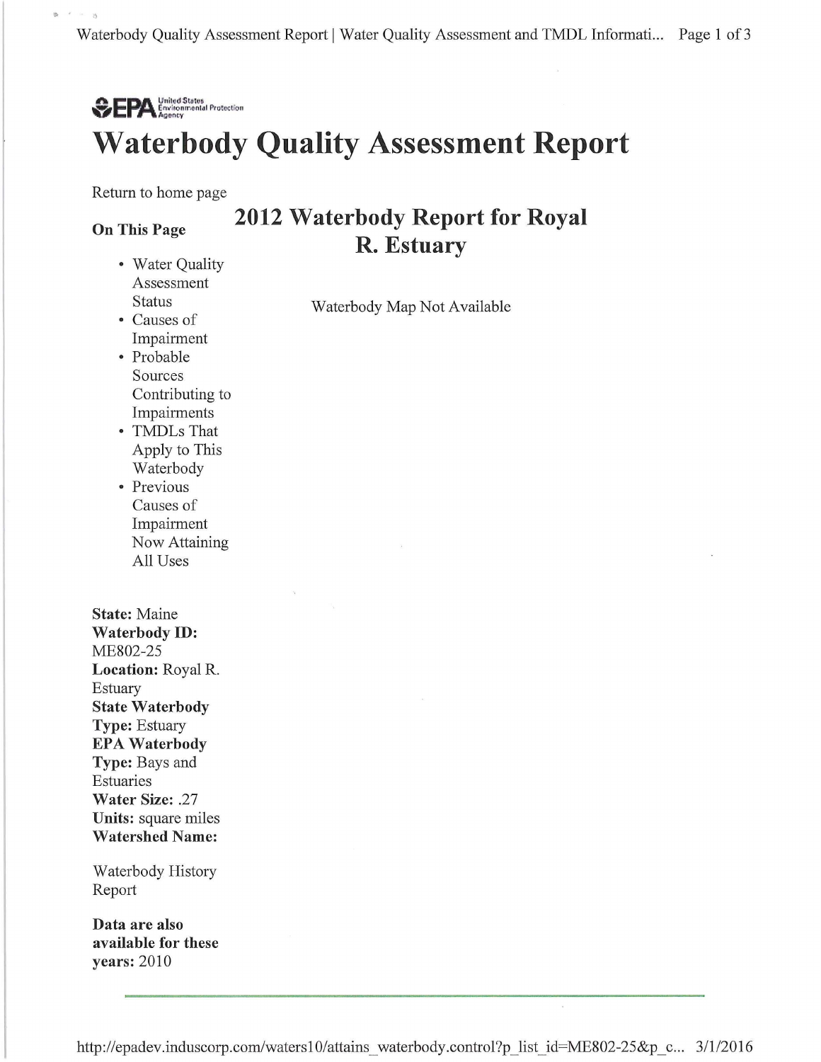United States Environmental Protection Agency

# Waterbody Quality Assessment Report

Return to home page

**On This Page**

- Water Quality Assessment Status
- Causes of Impairment
- Probable Sources Contributing to Impairments
- TMDLs That Apply to This Waterbody
- Previous Causes of Impairment Now Attaining All Uses

## 2012 Waterbody Report for Royal R. Estuary

Waterbody Map Not Available

**State:** Maine
**Waterbody ID:** ME802-25
**Location:** Royal R. Estuary
**State Waterbody Type:** Estuary
**EPA Waterbody Type:** Bays and Estuaries
**Water Size:** .27
**Units:** square miles
**Watershed Name:**

Waterbody History Report

**Data are also available for these years:** 2010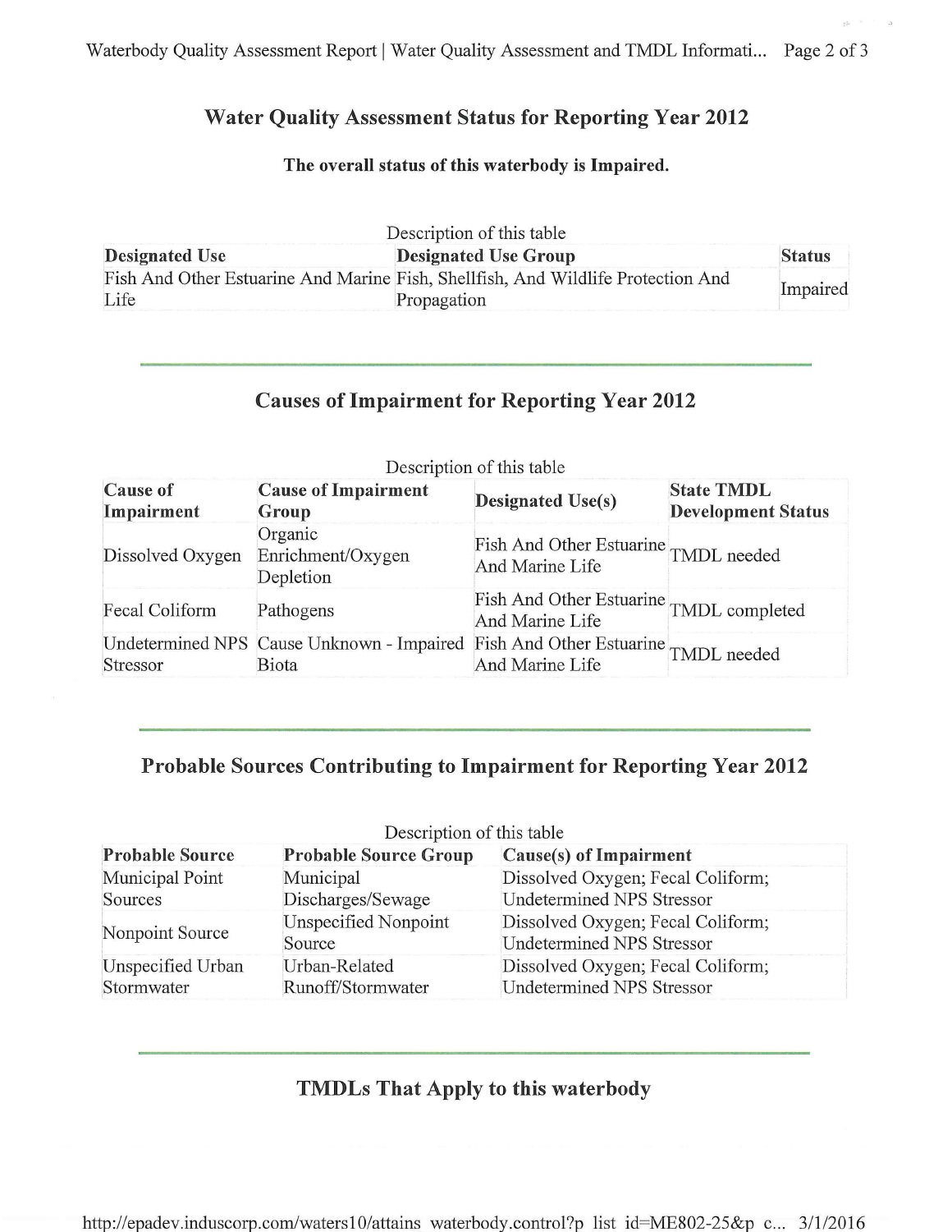## Water Quality Assessment Status for Reporting Year 2012

**The overall status of this waterbody is Impaired.**

Description of this table

| Designated Use | Designated Use Group | Status |
|---|---|---|
| Fish And Other Estuarine And Marine Life | Fish, Shellfish, And Wildlife Protection And Propagation | Impaired |

## Causes of Impairment for Reporting Year 2012

Description of this table

| Cause of Impairment | Cause of Impairment Group | Designated Use(s) | State TMDL Development Status |
|---|---|---|---|
| Dissolved Oxygen | Organic Enrichment/Oxygen Depletion | Fish And Other Estuarine And Marine Life | TMDL needed |
| Fecal Coliform | Pathogens | Fish And Other Estuarine And Marine Life | TMDL completed |
| Undetermined NPS Stressor | Cause Unknown - Impaired Biota | Fish And Other Estuarine And Marine Life | TMDL needed |

## Probable Sources Contributing to Impairment for Reporting Year 2012

Description of this table

| Probable Source | Probable Source Group | Cause(s) of Impairment |
|---|---|---|
| Municipal Point Sources | Municipal Discharges/Sewage | Dissolved Oxygen; Fecal Coliform; Undetermined NPS Stressor |
| Nonpoint Source | Unspecified Nonpoint Source | Dissolved Oxygen; Fecal Coliform; Undetermined NPS Stressor |
| Unspecified Urban Stormwater | Urban-Related Runoff/Stormwater | Dissolved Oxygen; Fecal Coliform; Undetermined NPS Stressor |

## TMDLs That Apply to this waterbody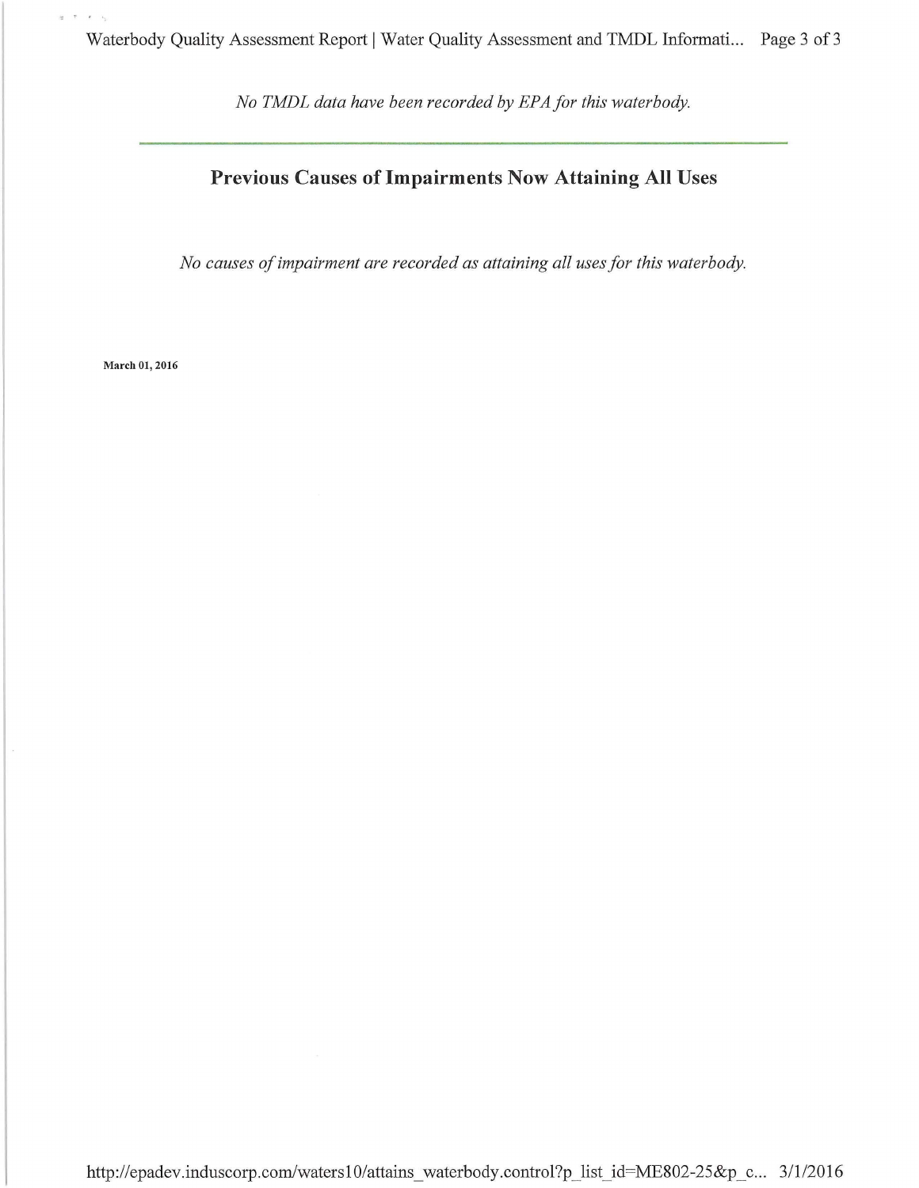*No TMDL data have been recorded by EPA for this waterbody.*

---

## Previous Causes of Impairments Now Attaining All Uses

*No causes of impairment are recorded as attaining all uses for this waterbody.*

**March 01, 2016**